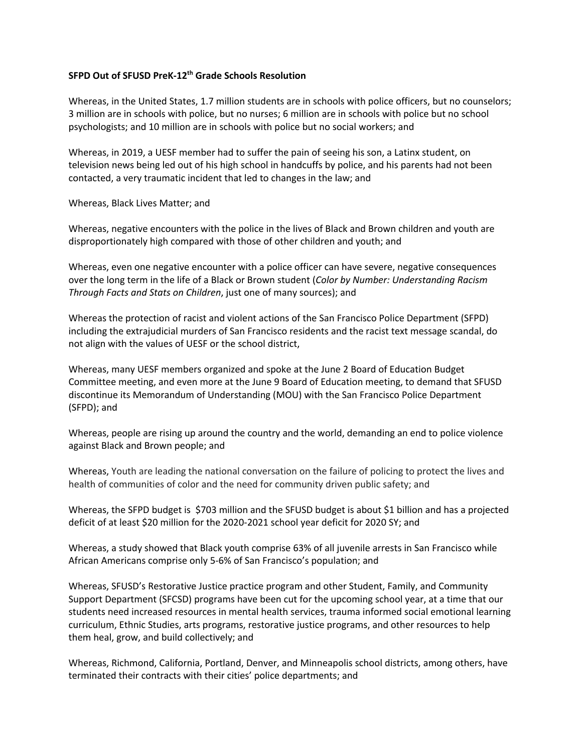**SFPD Out of SFUSD PreK-12th Grade Schools Resolution**

Whereas, in the United States, 1.7 million students are in schools with police officers, but no counselors; 3 million are in schools with police, but no nurses; 6 million are in schools with police but no school psychologists; and 10 million are in schools with police but no social workers; and

Whereas, in 2019, a UESF member had to suffer the pain of seeing his son, a Latinx student, on television news being led out of his high school in handcuffs by police, and his parents had not been contacted, a very traumatic incident that led to changes in the law; and

Whereas, Black Lives Matter; and

Whereas, negative encounters with the police in the lives of Black and Brown children and youth are disproportionately high compared with those of other children and youth; and

Whereas, even one negative encounter with a police officer can have severe, negative consequences over the long term in the life of a Black or Brown student (*Color by Number: Understanding Racism Through Facts and Stats on Children*, just one of many sources); and

Whereas the protection of racist and violent actions of the San Francisco Police Department (SFPD) including the extrajudicial murders of San Francisco residents and the racist text message scandal, do not align with the values of UESF or the school district,

Whereas, many UESF members organized and spoke at the June 2 Board of Education Budget Committee meeting, and even more at the June 9 Board of Education meeting, to demand that SFUSD discontinue its Memorandum of Understanding (MOU) with the San Francisco Police Department (SFPD); and

Whereas, people are rising up around the country and the world, demanding an end to police violence against Black and Brown people; and

Whereas, Youth are leading the national conversation on the failure of policing to protect the lives and health of communities of color and the need for community driven public safety; and

Whereas, the SFPD budget is $703 million and the SFUSD budget is about $1 billion and has a projected deficit of at least $20 million for the 2020-2021 school year deficit for 2020 SY; and

Whereas, a study showed that Black youth comprise 63% of all juvenile arrests in San Francisco while African Americans comprise only 5-6% of San Francisco's population; and

Whereas, SFUSD's Restorative Justice practice program and other Student, Family, and Community Support Department (SFCSD) programs have been cut for the upcoming school year, at a time that our students need increased resources in mental health services, trauma informed social emotional learning curriculum, Ethnic Studies, arts programs, restorative justice programs, and other resources to help them heal, grow, and build collectively; and

Whereas, Richmond, California, Portland, Denver, and Minneapolis school districts, among others, have terminated their contracts with their cities' police departments; and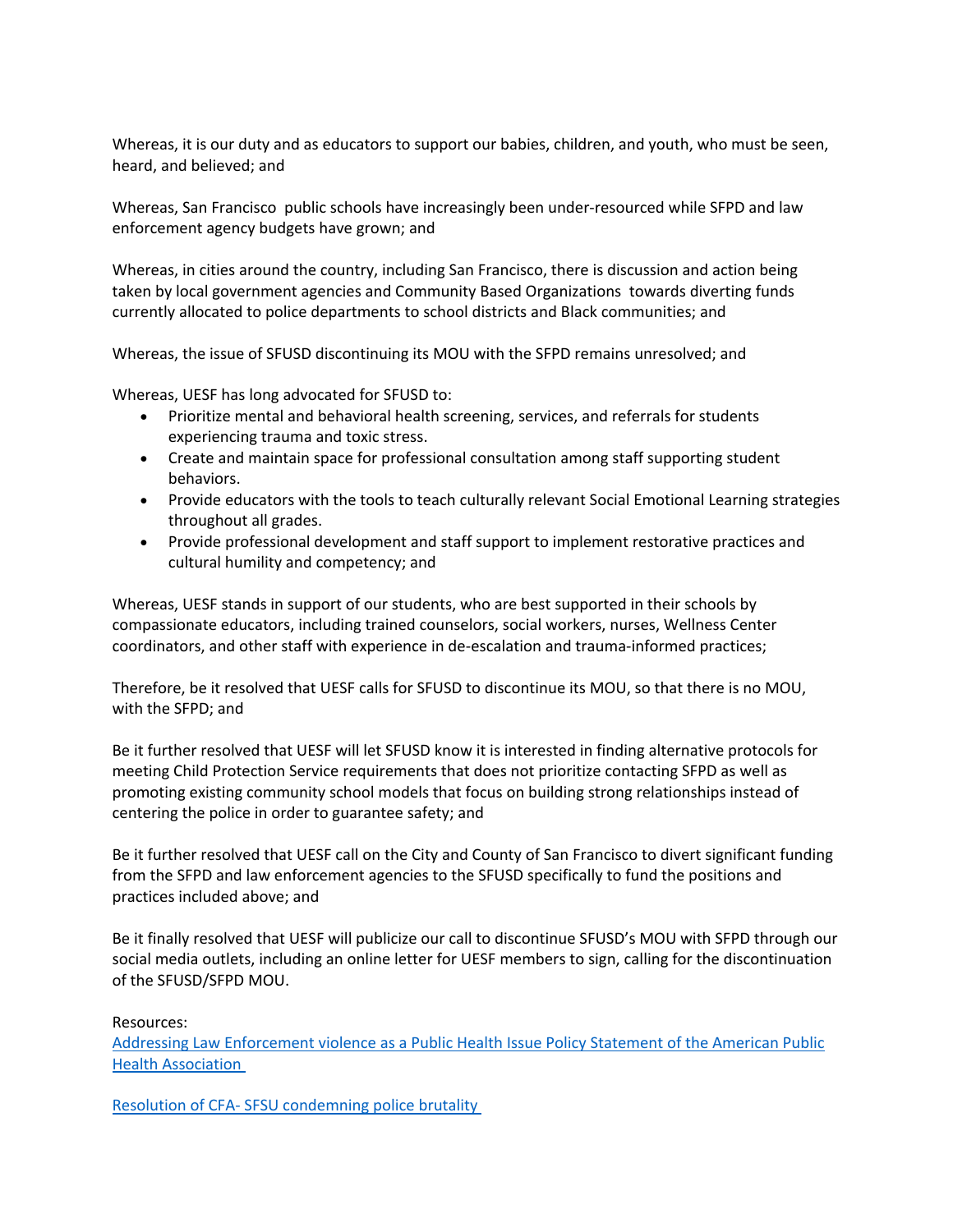Whereas, it is our duty and as educators to support our babies, children, and youth, who must be seen, heard, and believed; and

Whereas, San Francisco public schools have increasingly been under-resourced while SFPD and law enforcement agency budgets have grown; and

Whereas, in cities around the country, including San Francisco, there is discussion and action being taken by local government agencies and Community Based Organizations towards diverting funds currently allocated to police departments to school districts and Black communities; and

Whereas, the issue of SFUSD discontinuing its MOU with the SFPD remains unresolved; and

Whereas, UESF has long advocated for SFUSD to:

- Prioritize mental and behavioral health screening, services, and referrals for students experiencing trauma and toxic stress.
- Create and maintain space for professional consultation among staff supporting student behaviors.
- Provide educators with the tools to teach culturally relevant Social Emotional Learning strategies throughout all grades.
- Provide professional development and staff support to implement restorative practices and cultural humility and competency; and

Whereas, UESF stands in support of our students, who are best supported in their schools by compassionate educators, including trained counselors, social workers, nurses, Wellness Center coordinators, and other staff with experience in de-escalation and trauma-informed practices;

Therefore, be it resolved that UESF calls for SFUSD to discontinue its MOU, so that there is no MOU, with the SFPD; and

Be it further resolved that UESF will let SFUSD know it is interested in finding alternative protocols for meeting Child Protection Service requirements that does not prioritize contacting SFPD as well as promoting existing community school models that focus on building strong relationships instead of centering the police in order to guarantee safety; and

Be it further resolved that UESF call on the City and County of San Francisco to divert significant funding from the SFPD and law enforcement agencies to the SFUSD specifically to fund the positions and practices included above; and

Be it finally resolved that UESF will publicize our call to discontinue SFUSD's MOU with SFPD through our social media outlets, including an online letter for UESF members to sign, calling for the discontinuation of the SFUSD/SFPD MOU.

Resources:
Addressing Law Enforcement violence as a Public Health Issue Policy Statement of the American Public Health Association

Resolution of CFA- SFSU condemning police brutality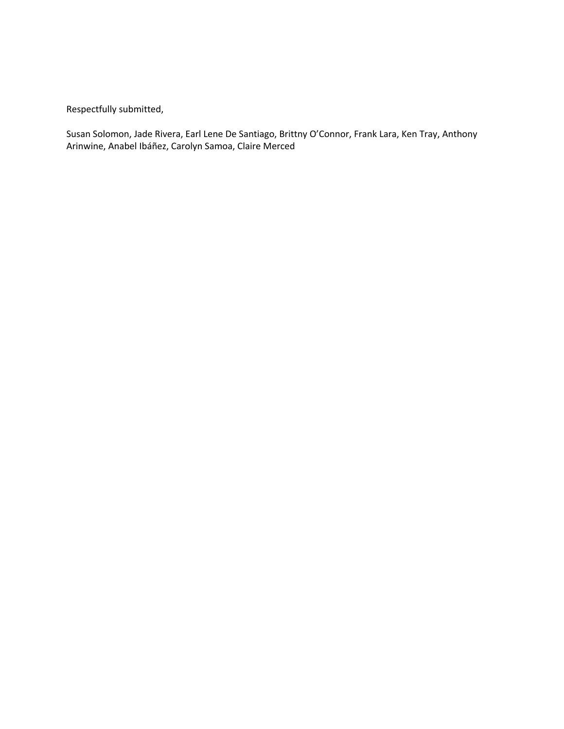Respectfully submitted,

Susan Solomon, Jade Rivera, Earl Lene De Santiago, Brittny O'Connor, Frank Lara, Ken Tray, Anthony Arinwine, Anabel Ibáñez, Carolyn Samoa, Claire Merced